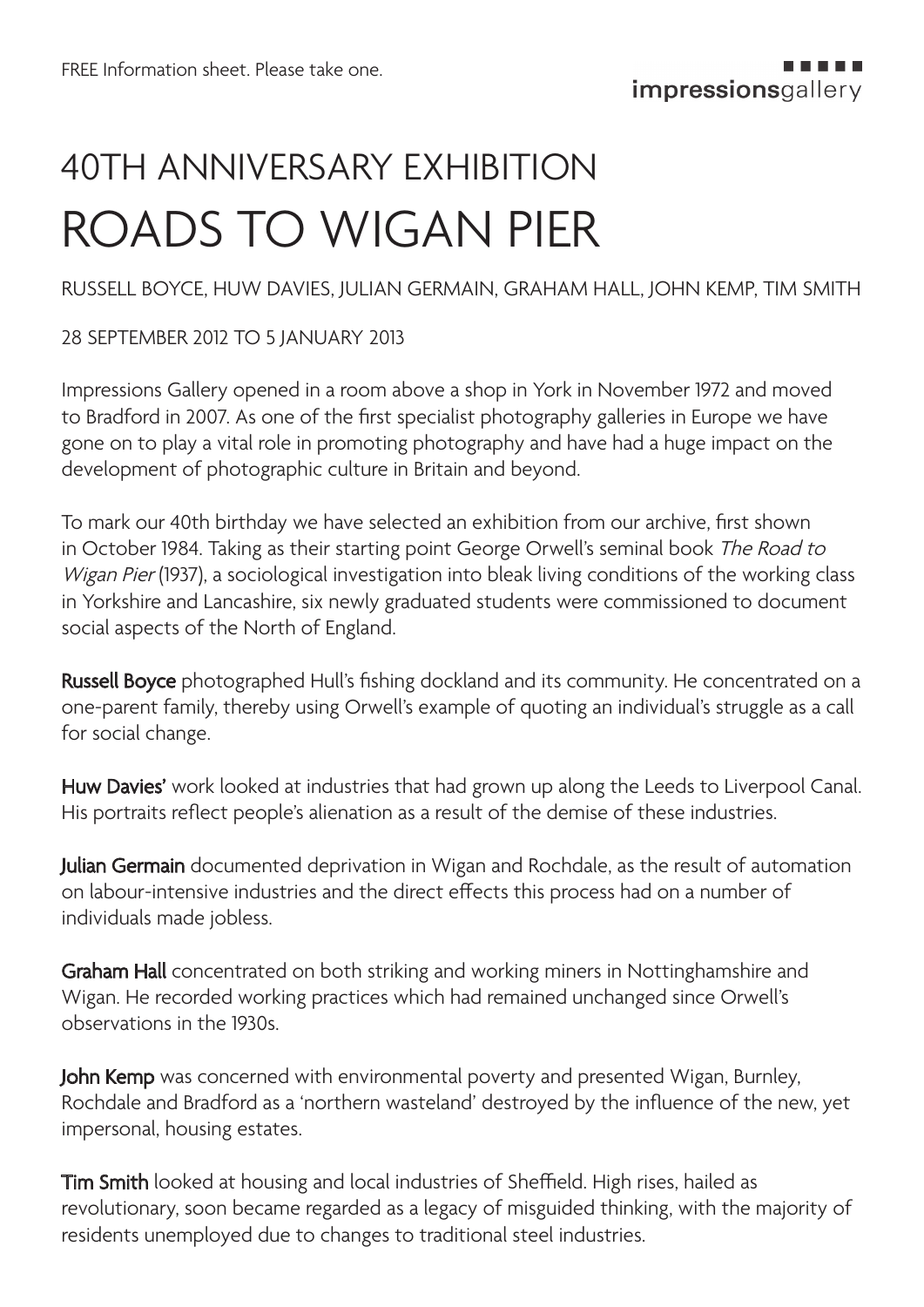FREE Information sheet. Please take one.

impressionsgallery

# 40TH ANNIVERSARY EXHIBITION
# ROADS TO WIGAN PIER

RUSSELL BOYCE, HUW DAVIES, JULIAN GERMAIN, GRAHAM HALL, JOHN KEMP, TIM SMITH

28 SEPTEMBER 2012 TO 5 JANUARY 2013

Impressions Gallery opened in a room above a shop in York in November 1972 and moved to Bradford in 2007. As one of the first specialist photography galleries in Europe we have gone on to play a vital role in promoting photography and have had a huge impact on the development of photographic culture in Britain and beyond.

To mark our 40th birthday we have selected an exhibition from our archive, first shown in October 1984. Taking as their starting point George Orwell's seminal book *The Road to Wigan Pier* (1937), a sociological investigation into bleak living conditions of the working class in Yorkshire and Lancashire, six newly graduated students were commissioned to document social aspects of the North of England.

**Russell Boyce** photographed Hull's fishing dockland and its community. He concentrated on a one-parent family, thereby using Orwell's example of quoting an individual's struggle as a call for social change.

**Huw Davies'** work looked at industries that had grown up along the Leeds to Liverpool Canal. His portraits reflect people's alienation as a result of the demise of these industries.

**Julian Germain** documented deprivation in Wigan and Rochdale, as the result of automation on labour-intensive industries and the direct effects this process had on a number of individuals made jobless.

**Graham Hall** concentrated on both striking and working miners in Nottinghamshire and Wigan. He recorded working practices which had remained unchanged since Orwell's observations in the 1930s.

**John Kemp** was concerned with environmental poverty and presented Wigan, Burnley, Rochdale and Bradford as a 'northern wasteland' destroyed by the influence of the new, yet impersonal, housing estates.

**Tim Smith** looked at housing and local industries of Sheffield. High rises, hailed as revolutionary, soon became regarded as a legacy of misguided thinking, with the majority of residents unemployed due to changes to traditional steel industries.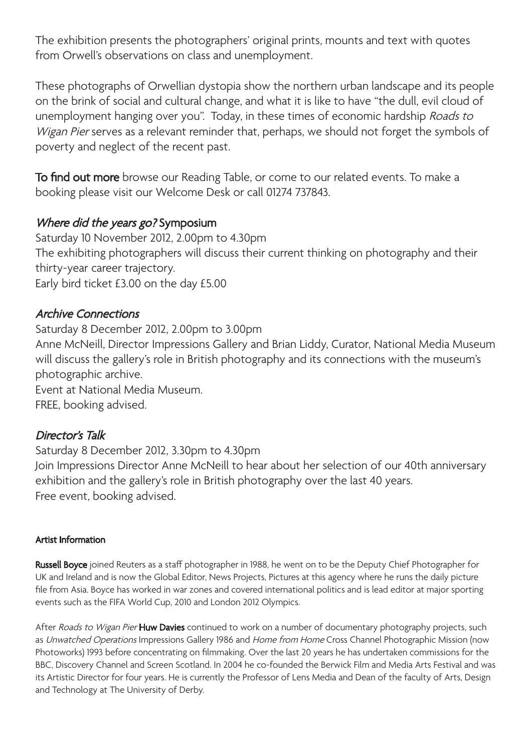The exhibition presents the photographers' original prints, mounts and text with quotes from Orwell's observations on class and unemployment.

These photographs of Orwellian dystopia show the northern urban landscape and its people on the brink of social and cultural change, and what it is like to have "the dull, evil cloud of unemployment hanging over you". Today, in these times of economic hardship *Roads to Wigan Pier* serves as a relevant reminder that, perhaps, we should not forget the symbols of poverty and neglect of the recent past.

**To find out more** browse our Reading Table, or come to our related events. To make a booking please visit our Welcome Desk or call 01274 737843.

### *Where did the years go?* Symposium

Saturday 10 November 2012, 2.00pm to 4.30pm
The exhibiting photographers will discuss their current thinking on photography and their thirty-year career trajectory.
Early bird ticket £3.00 on the day £5.00

### *Archive Connections*

Saturday 8 December 2012, 2.00pm to 3.00pm
Anne McNeill, Director Impressions Gallery and Brian Liddy, Curator, National Media Museum will discuss the gallery's role in British photography and its connections with the museum's photographic archive.
Event at National Media Museum.
FREE, booking advised.

### *Director's Talk*

Saturday 8 December 2012, 3.30pm to 4.30pm
Join Impressions Director Anne McNeill to hear about her selection of our 40th anniversary exhibition and the gallery's role in British photography over the last 40 years.
Free event, booking advised.

#### Artist Information

**Russell Boyce** joined Reuters as a staff photographer in 1988, he went on to be the Deputy Chief Photographer for UK and Ireland and is now the Global Editor, News Projects, Pictures at this agency where he runs the daily picture file from Asia. Boyce has worked in war zones and covered international politics and is lead editor at major sporting events such as the FIFA World Cup, 2010 and London 2012 Olympics.

After *Roads to Wigan Pier* **Huw Davies** continued to work on a number of documentary photography projects, such as *Unwatched Operations* Impressions Gallery 1986 and *Home from Home* Cross Channel Photographic Mission (now Photoworks) 1993 before concentrating on filmmaking. Over the last 20 years he has undertaken commissions for the BBC, Discovery Channel and Screen Scotland. In 2004 he co-founded the Berwick Film and Media Arts Festival and was its Artistic Director for four years. He is currently the Professor of Lens Media and Dean of the faculty of Arts, Design and Technology at The University of Derby.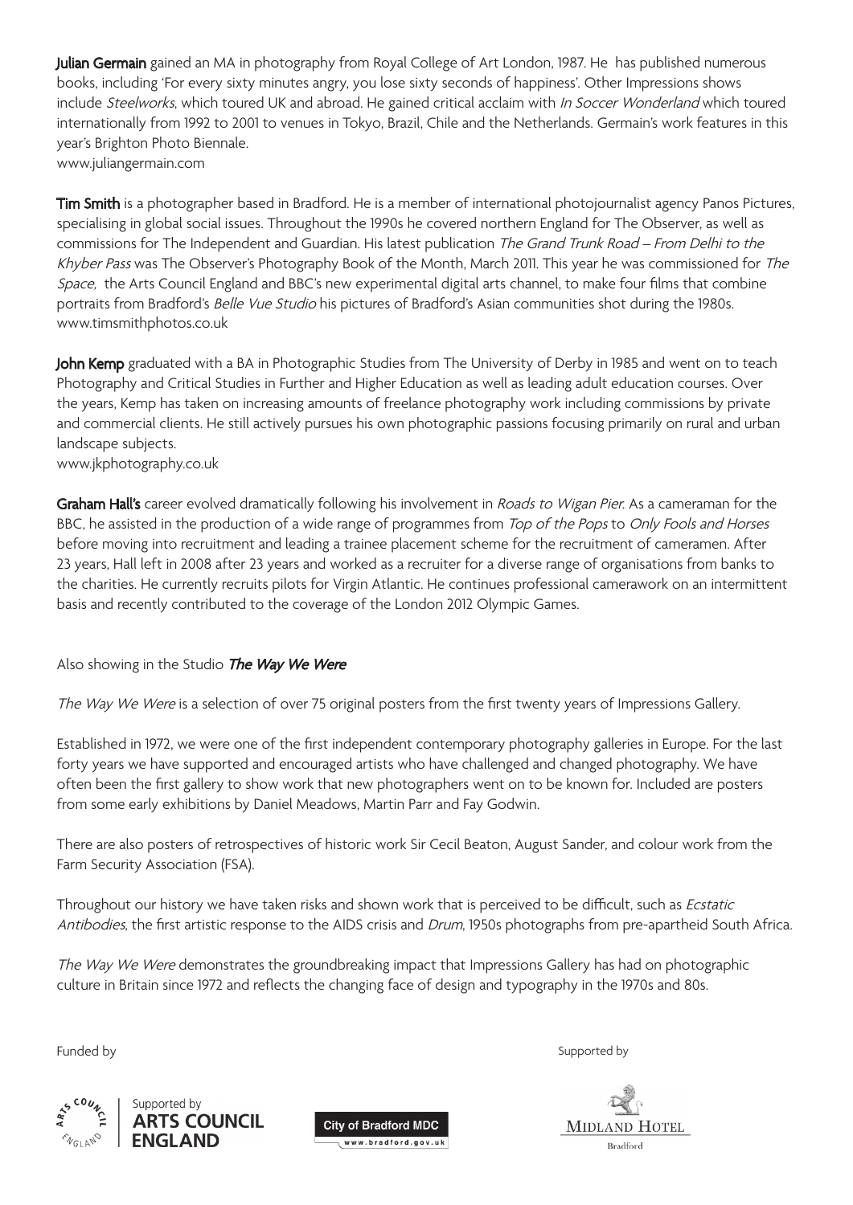**Julian Germain** gained an MA in photography from Royal College of Art London, 1987. He has published numerous books, including 'For every sixty minutes angry, you lose sixty seconds of happiness'. Other Impressions shows include *Steelworks*, which toured UK and abroad. He gained critical acclaim with *In Soccer Wonderland* which toured internationally from 1992 to 2001 to venues in Tokyo, Brazil, Chile and the Netherlands. Germain's work features in this year's Brighton Photo Biennale.
www.juliangermain.com

**Tim Smith** is a photographer based in Bradford. He is a member of international photojournalist agency Panos Pictures, specialising in global social issues. Throughout the 1990s he covered northern England for The Observer, as well as commissions for The Independent and Guardian. His latest publication *The Grand Trunk Road – From Delhi to the Khyber Pass* was The Observer's Photography Book of the Month, March 2011. This year he was commissioned for *The Space*, the Arts Council England and BBC's new experimental digital arts channel, to make four films that combine portraits from Bradford's *Belle Vue Studio* his pictures of Bradford's Asian communities shot during the 1980s.
www.timsmithphotos.co.uk

**John Kemp** graduated with a BA in Photographic Studies from The University of Derby in 1985 and went on to teach Photography and Critical Studies in Further and Higher Education as well as leading adult education courses. Over the years, Kemp has taken on increasing amounts of freelance photography work including commissions by private and commercial clients. He still actively pursues his own photographic passions focusing primarily on rural and urban landscape subjects.
www.jkphotography.co.uk

**Graham Hall's** career evolved dramatically following his involvement in *Roads to Wigan Pier*. As a cameraman for the BBC, he assisted in the production of a wide range of programmes from *Top of the Pops* to *Only Fools and Horses* before moving into recruitment and leading a trainee placement scheme for the recruitment of cameramen. After 23 years, Hall left in 2008 after 23 years and worked as a recruiter for a diverse range of organisations from banks to the charities. He currently recruits pilots for Virgin Atlantic. He continues professional camerawork on an intermittent basis and recently contributed to the coverage of the London 2012 Olympic Games.

Also showing in the Studio ***The Way We Were***

*The Way We Were* is a selection of over 75 original posters from the first twenty years of Impressions Gallery.

Established in 1972, we were one of the first independent contemporary photography galleries in Europe. For the last forty years we have supported and encouraged artists who have challenged and changed photography. We have often been the first gallery to show work that new photographers went on to be known for. Included are posters from some early exhibitions by Daniel Meadows, Martin Parr and Fay Godwin.

There are also posters of retrospectives of historic work Sir Cecil Beaton, August Sander, and colour work from the Farm Security Association (FSA).

Throughout our history we have taken risks and shown work that is perceived to be difficult, such as *Ecstatic Antibodies*, the first artistic response to the AIDS crisis and *Drum*, 1950s photographs from pre-apartheid South Africa.

*The Way We Were* demonstrates the groundbreaking impact that Impressions Gallery has had on photographic culture in Britain since 1972 and reflects the changing face of design and typography in the 1970s and 80s.

Funded by

Supported by ARTS COUNCIL ENGLAND

City of Bradford MDC
www.bradford.gov.uk

Supported by

MIDLAND HOTEL
Bradford